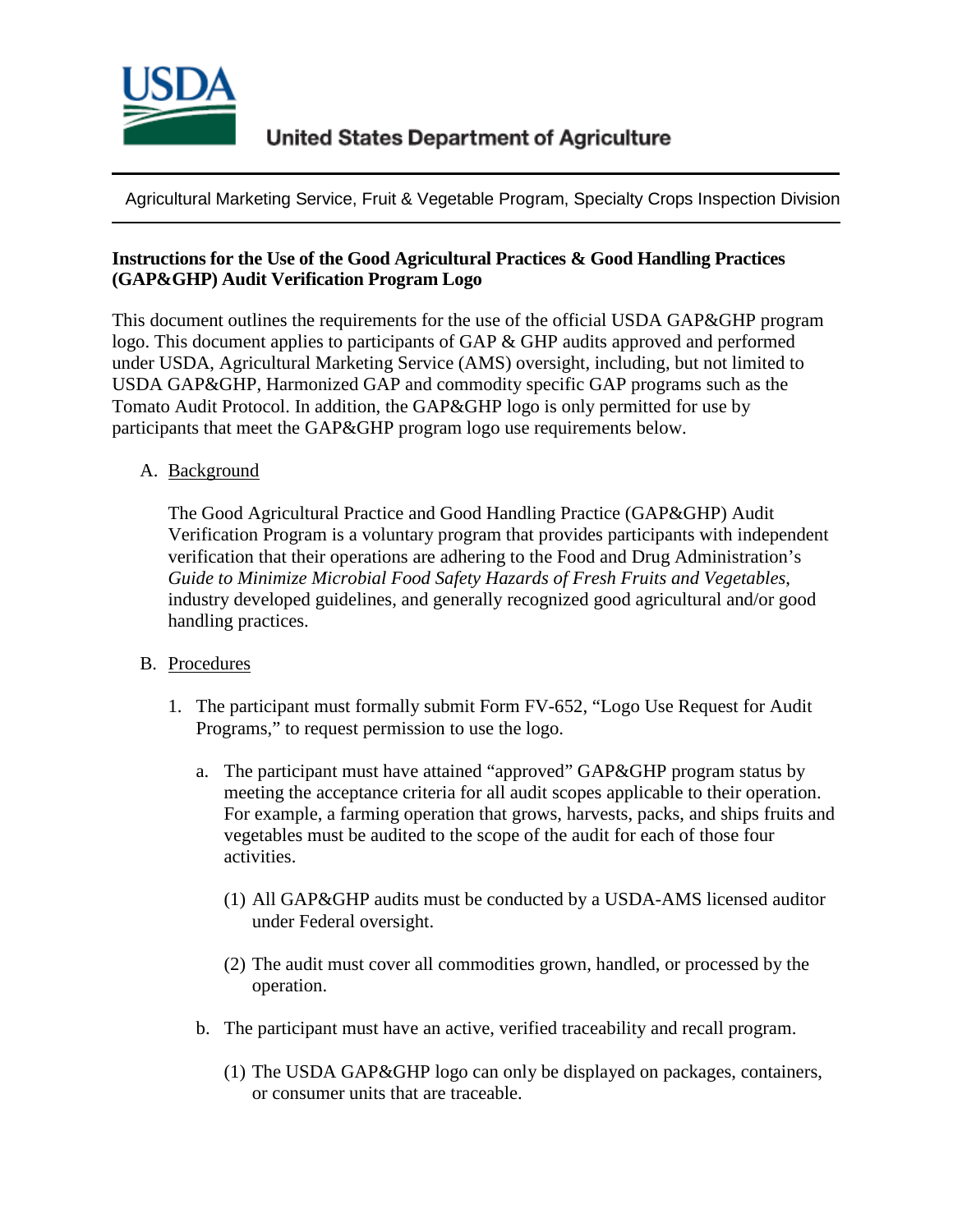United States Department of Agriculture

Agricultural Marketing Service, Fruit & Vegetable Program, Specialty Crops Inspection Division

**Instructions for the Use of the Good Agricultural Practices & Good Handling Practices (GAP&GHP) Audit Verification Program Logo**

This document outlines the requirements for the use of the official USDA GAP&GHP program logo. This document applies to participants of GAP & GHP audits approved and performed under USDA, Agricultural Marketing Service (AMS) oversight, including, but not limited to USDA GAP&GHP, Harmonized GAP and commodity specific GAP programs such as the Tomato Audit Protocol. In addition, the GAP&GHP logo is only permitted for use by participants that meet the GAP&GHP program logo use requirements below.

A. Background

   The Good Agricultural Practice and Good Handling Practice (GAP&GHP) Audit Verification Program is a voluntary program that provides participants with independent verification that their operations are adhering to the Food and Drug Administration's *Guide to Minimize Microbial Food Safety Hazards of Fresh Fruits and Vegetables*, industry developed guidelines, and generally recognized good agricultural and/or good handling practices.

B. Procedures

   1. The participant must formally submit Form FV-652, "Logo Use Request for Audit Programs," to request permission to use the logo.

      a. The participant must have attained "approved" GAP&GHP program status by meeting the acceptance criteria for all audit scopes applicable to their operation. For example, a farming operation that grows, harvests, packs, and ships fruits and vegetables must be audited to the scope of the audit for each of those four activities.

         (1) All GAP&GHP audits must be conducted by a USDA-AMS licensed auditor under Federal oversight.

         (2) The audit must cover all commodities grown, handled, or processed by the operation.

      b. The participant must have an active, verified traceability and recall program.

         (1) The USDA GAP&GHP logo can only be displayed on packages, containers, or consumer units that are traceable.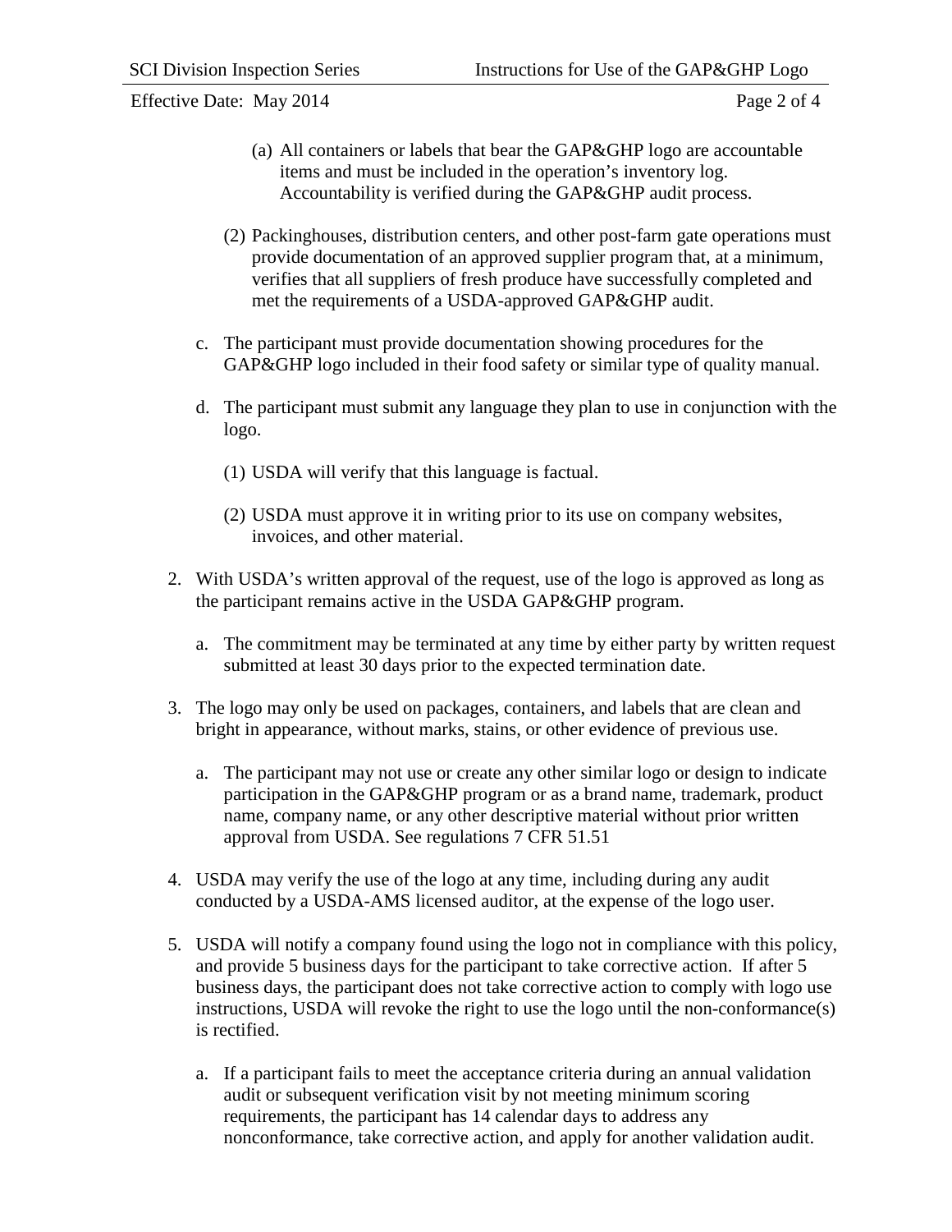(a) All containers or labels that bear the GAP&GHP logo are accountable items and must be included in the operation's inventory log. Accountability is verified during the GAP&GHP audit process.

(2) Packinghouses, distribution centers, and other post-farm gate operations must provide documentation of an approved supplier program that, at a minimum, verifies that all suppliers of fresh produce have successfully completed and met the requirements of a USDA-approved GAP&GHP audit.

c. The participant must provide documentation showing procedures for the GAP&GHP logo included in their food safety or similar type of quality manual.

d. The participant must submit any language they plan to use in conjunction with the logo.

(1) USDA will verify that this language is factual.

(2) USDA must approve it in writing prior to its use on company websites, invoices, and other material.

2. With USDA's written approval of the request, use of the logo is approved as long as the participant remains active in the USDA GAP&GHP program.

   a. The commitment may be terminated at any time by either party by written request submitted at least 30 days prior to the expected termination date.

3. The logo may only be used on packages, containers, and labels that are clean and bright in appearance, without marks, stains, or other evidence of previous use.

   a. The participant may not use or create any other similar logo or design to indicate participation in the GAP&GHP program or as a brand name, trademark, product name, company name, or any other descriptive material without prior written approval from USDA. See regulations 7 CFR 51.51

4. USDA may verify the use of the logo at any time, including during any audit conducted by a USDA-AMS licensed auditor, at the expense of the logo user.

5. USDA will notify a company found using the logo not in compliance with this policy, and provide 5 business days for the participant to take corrective action. If after 5 business days, the participant does not take corrective action to comply with logo use instructions, USDA will revoke the right to use the logo until the non-conformance(s) is rectified.

   a. If a participant fails to meet the acceptance criteria during an annual validation audit or subsequent verification visit by not meeting minimum scoring requirements, the participant has 14 calendar days to address any nonconformance, take corrective action, and apply for another validation audit.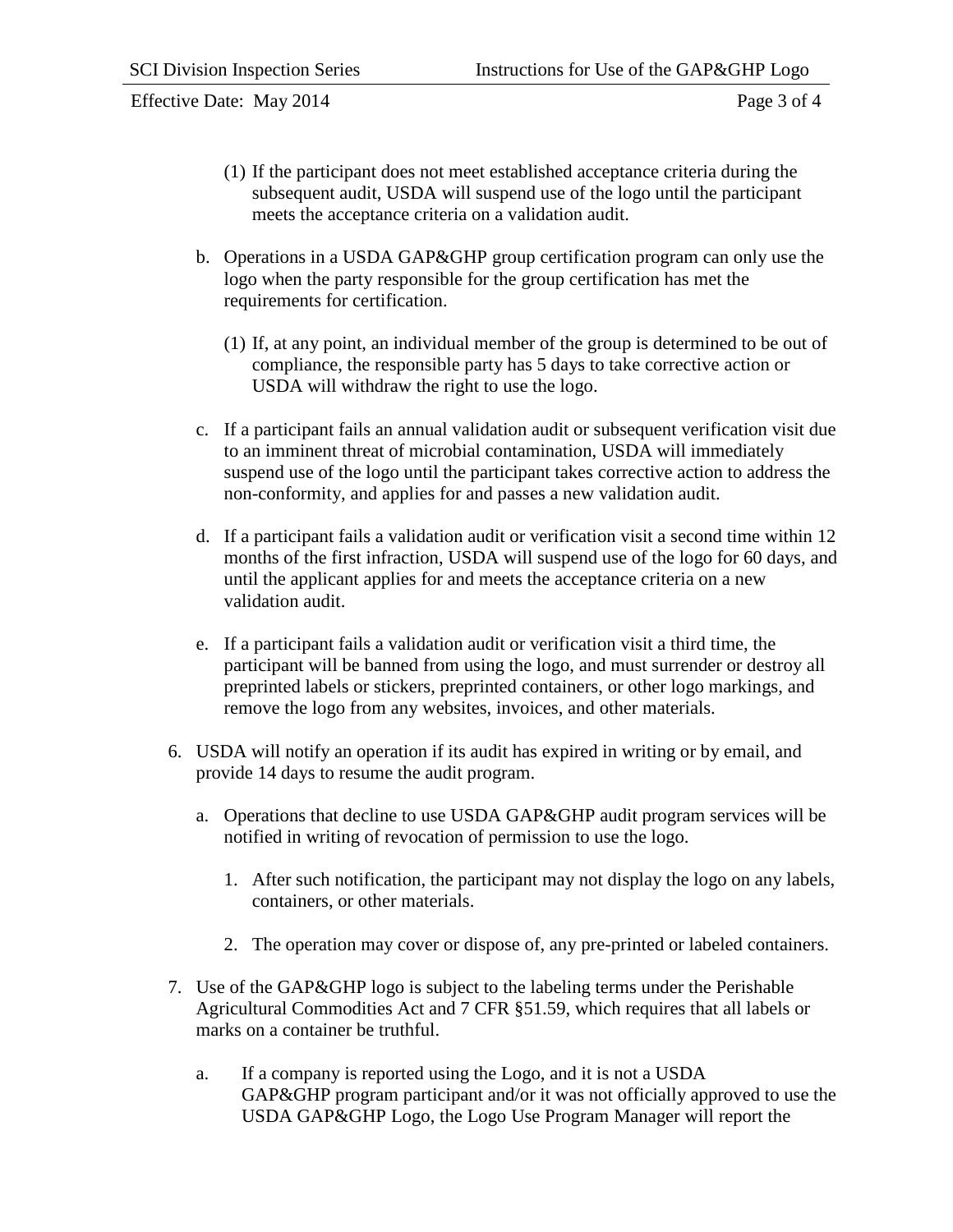(1) If the participant does not meet established acceptance criteria during the subsequent audit, USDA will suspend use of the logo until the participant meets the acceptance criteria on a validation audit.

b. Operations in a USDA GAP&GHP group certification program can only use the logo when the party responsible for the group certification has met the requirements for certification.

   (1) If, at any point, an individual member of the group is determined to be out of compliance, the responsible party has 5 days to take corrective action or USDA will withdraw the right to use the logo.

c. If a participant fails an annual validation audit or subsequent verification visit due to an imminent threat of microbial contamination, USDA will immediately suspend use of the logo until the participant takes corrective action to address the non-conformity, and applies for and passes a new validation audit.

d. If a participant fails a validation audit or verification visit a second time within 12 months of the first infraction, USDA will suspend use of the logo for 60 days, and until the applicant applies for and meets the acceptance criteria on a new validation audit.

e. If a participant fails a validation audit or verification visit a third time, the participant will be banned from using the logo, and must surrender or destroy all preprinted labels or stickers, preprinted containers, or other logo markings, and remove the logo from any websites, invoices, and other materials.

6. USDA will notify an operation if its audit has expired in writing or by email, and provide 14 days to resume the audit program.

   a. Operations that decline to use USDA GAP&GHP audit program services will be notified in writing of revocation of permission to use the logo.

      1. After such notification, the participant may not display the logo on any labels, containers, or other materials.

      2. The operation may cover or dispose of, any pre-printed or labeled containers.

7. Use of the GAP&GHP logo is subject to the labeling terms under the Perishable Agricultural Commodities Act and 7 CFR §51.59, which requires that all labels or marks on a container be truthful.

   a. If a company is reported using the Logo, and it is not a USDA GAP&GHP program participant and/or it was not officially approved to use the USDA GAP&GHP Logo, the Logo Use Program Manager will report the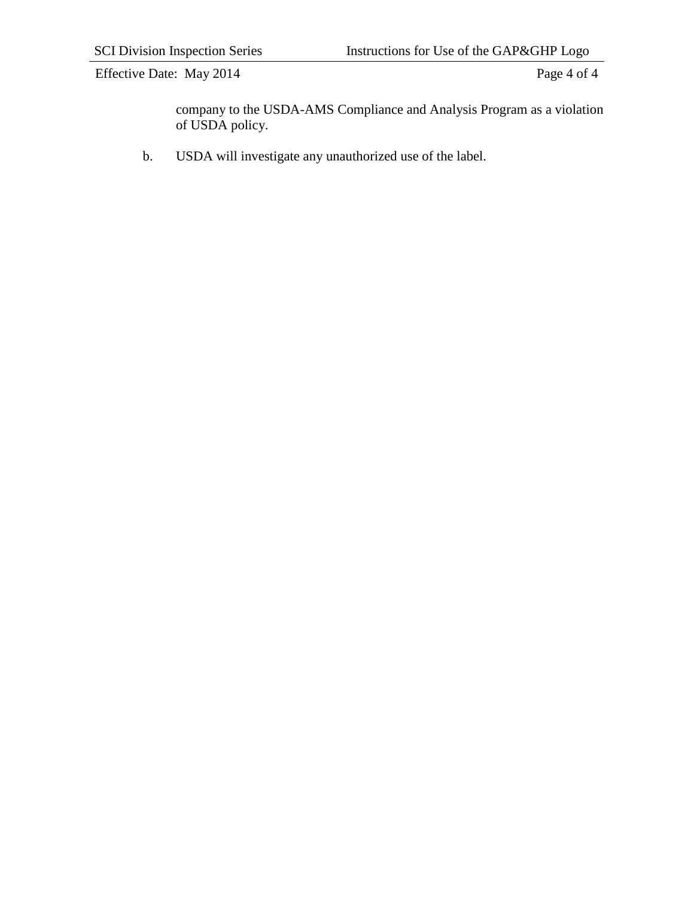company to the USDA-AMS Compliance and Analysis Program as a violation of USDA policy.

b. USDA will investigate any unauthorized use of the label.